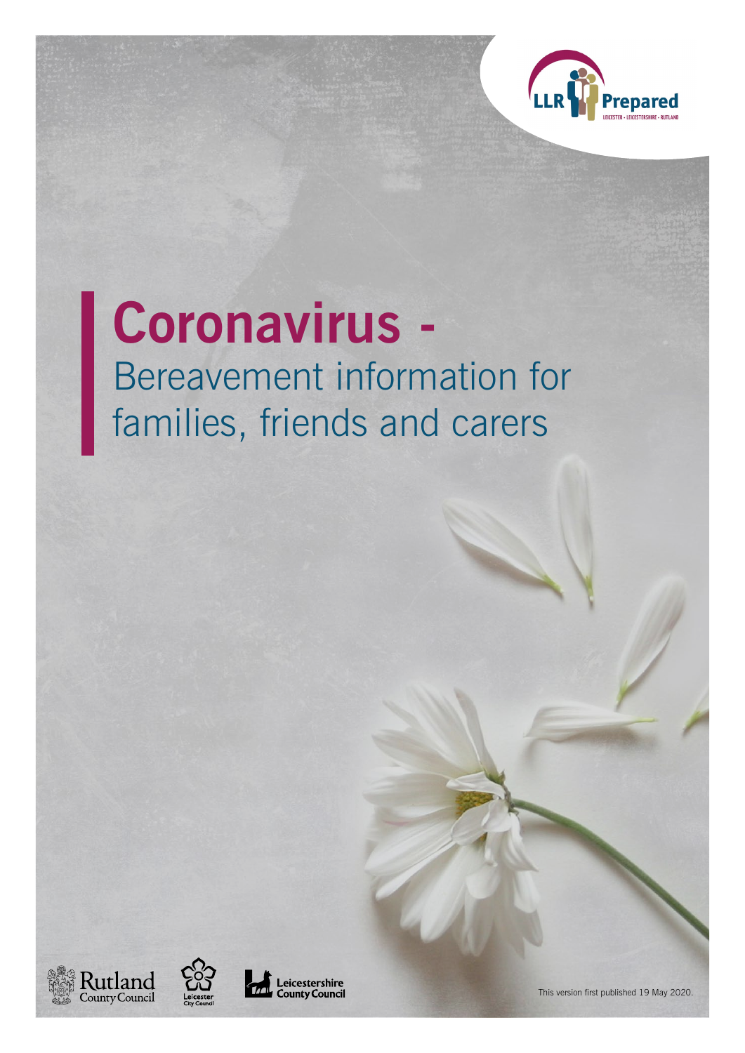# Coronavirus - Bereavement information for families, friends and carers

This version first published 19 May 2020.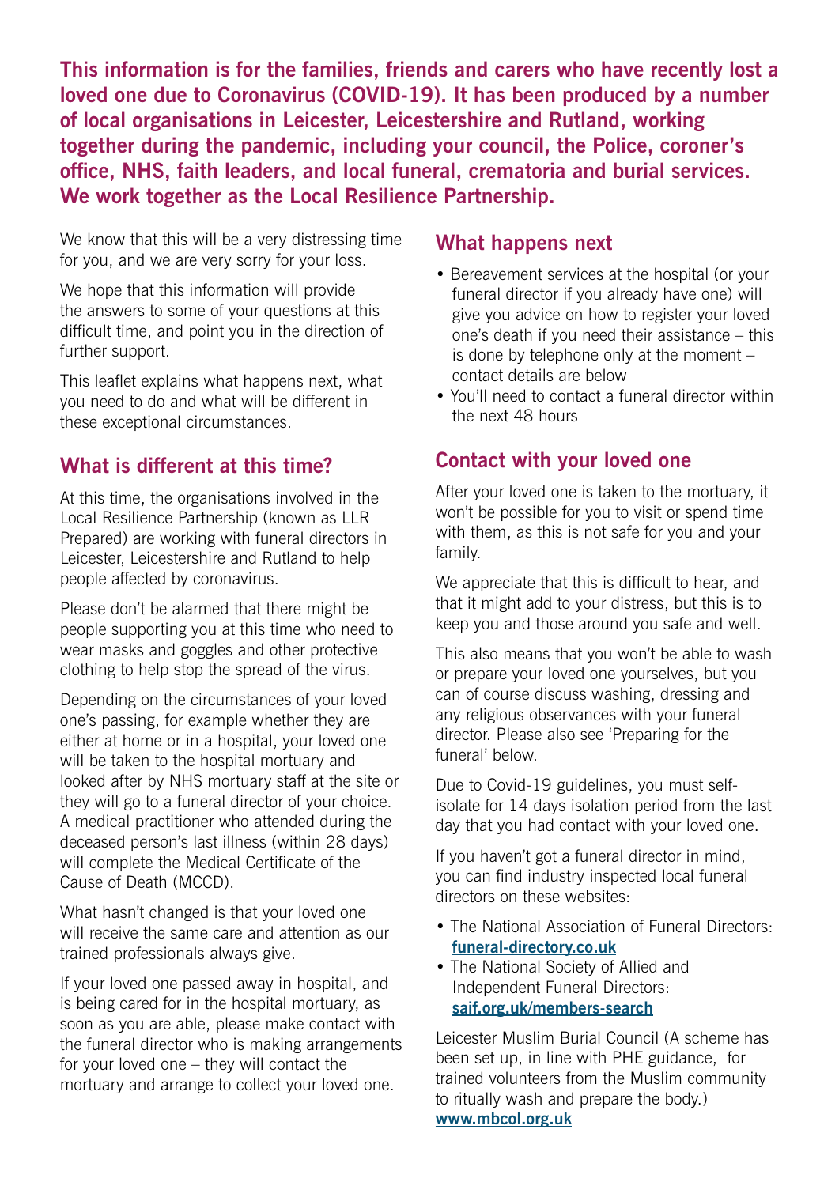**This information is for the families, friends and carers who have recently lost a loved one due to Coronavirus (COVID-19). It has been produced by a number of local organisations in Leicester, Leicestershire and Rutland, working together during the pandemic, including your council, the Police, coroner's office, NHS, faith leaders, and local funeral, crematoria and burial services. We work together as the Local Resilience Partnership.**

We know that this will be a very distressing time for you, and we are very sorry for your loss.

We hope that this information will provide the answers to some of your questions at this difficult time, and point you in the direction of further support.

This leaflet explains what happens next, what you need to do and what will be different in these exceptional circumstances.

## What is different at this time?

At this time, the organisations involved in the Local Resilience Partnership (known as LLR Prepared) are working with funeral directors in Leicester, Leicestershire and Rutland to help people affected by coronavirus.

Please don't be alarmed that there might be people supporting you at this time who need to wear masks and goggles and other protective clothing to help stop the spread of the virus.

Depending on the circumstances of your loved one's passing, for example whether they are either at home or in a hospital, your loved one will be taken to the hospital mortuary and looked after by NHS mortuary staff at the site or they will go to a funeral director of your choice. A medical practitioner who attended during the deceased person's last illness (within 28 days) will complete the Medical Certificate of the Cause of Death (MCCD).

What hasn't changed is that your loved one will receive the same care and attention as our trained professionals always give.

If your loved one passed away in hospital, and is being cared for in the hospital mortuary, as soon as you are able, please make contact with the funeral director who is making arrangements for your loved one – they will contact the mortuary and arrange to collect your loved one.

## What happens next

- Bereavement services at the hospital (or your funeral director if you already have one) will give you advice on how to register your loved one's death if you need their assistance – this is done by telephone only at the moment – contact details are below
- You'll need to contact a funeral director within the next 48 hours

## Contact with your loved one

After your loved one is taken to the mortuary, it won't be possible for you to visit or spend time with them, as this is not safe for you and your family.

We appreciate that this is difficult to hear, and that it might add to your distress, but this is to keep you and those around you safe and well.

This also means that you won't be able to wash or prepare your loved one yourselves, but you can of course discuss washing, dressing and any religious observances with your funeral director. Please also see 'Preparing for the funeral' below.

Due to Covid-19 guidelines, you must self-isolate for 14 days isolation period from the last day that you had contact with your loved one.

If you haven't got a funeral director in mind, you can find industry inspected local funeral directors on these websites:

- The National Association of Funeral Directors: **funeral-directory.co.uk**
- The National Society of Allied and Independent Funeral Directors: **saif.org.uk/members-search**

Leicester Muslim Burial Council (A scheme has been set up, in line with PHE guidance, for trained volunteers from the Muslim community to ritually wash and prepare the body.) **www.mbcol.org.uk**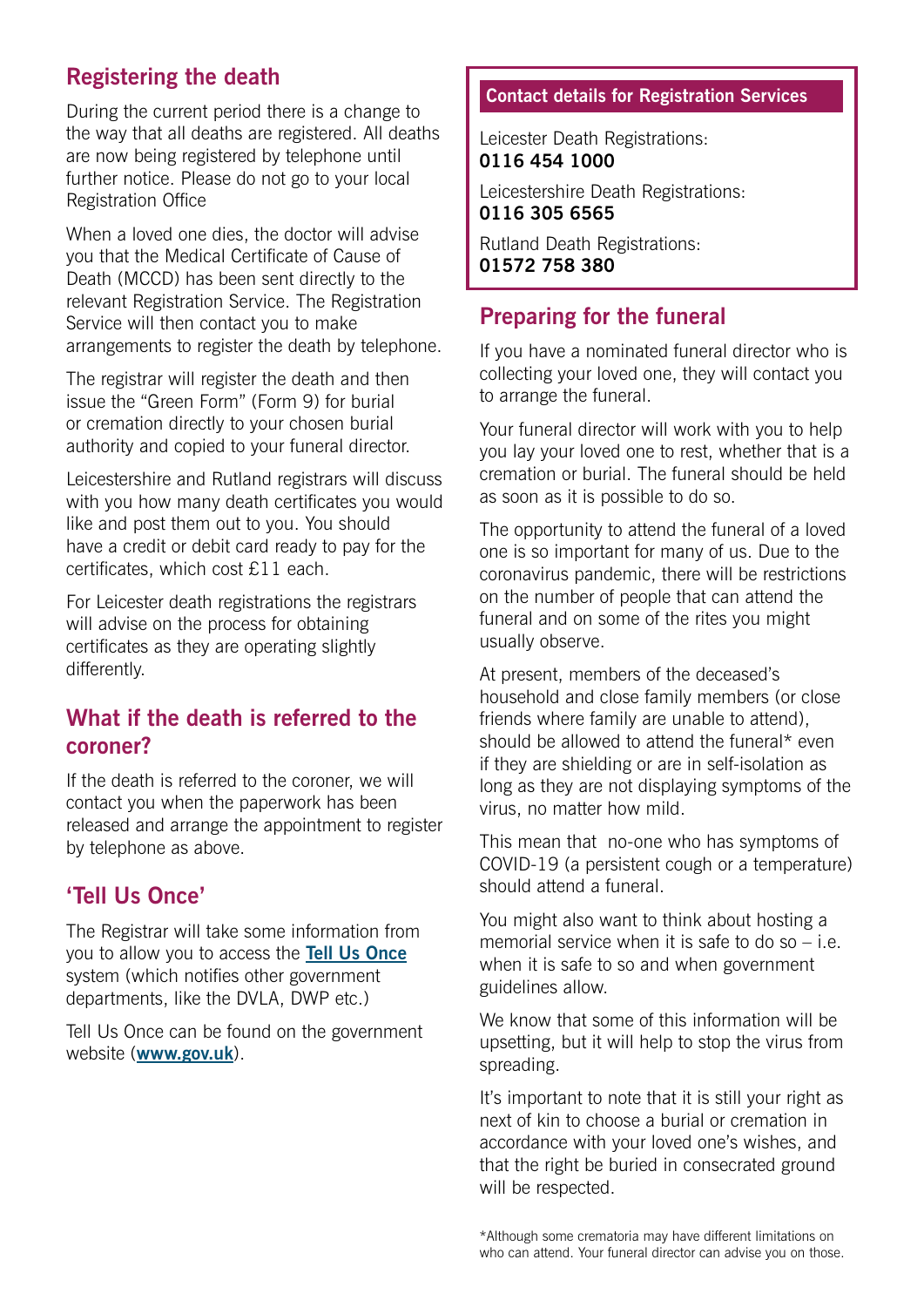## Registering the death

During the current period there is a change to the way that all deaths are registered. All deaths are now being registered by telephone until further notice. Please do not go to your local Registration Office

When a loved one dies, the doctor will advise you that the Medical Certificate of Cause of Death (MCCD) has been sent directly to the relevant Registration Service. The Registration Service will then contact you to make arrangements to register the death by telephone.

The registrar will register the death and then issue the "Green Form" (Form 9) for burial or cremation directly to your chosen burial authority and copied to your funeral director.

Leicestershire and Rutland registrars will discuss with you how many death certificates you would like and post them out to you. You should have a credit or debit card ready to pay for the certificates, which cost £11 each.

For Leicester death registrations the registrars will advise on the process for obtaining certificates as they are operating slightly differently.

## What if the death is referred to the coroner?

If the death is referred to the coroner, we will contact you when the paperwork has been released and arrange the appointment to register by telephone as above.

## 'Tell Us Once'

The Registrar will take some information from you to allow you to access the **Tell Us Once** system (which notifies other government departments, like the DVLA, DWP etc.)

Tell Us Once can be found on the government website (**www.gov.uk**).

### Contact details for Registration Services

Leicester Death Registrations:
**0116 454 1000**

Leicestershire Death Registrations:
**0116 305 6565**

Rutland Death Registrations:
**01572 758 380**

## Preparing for the funeral

If you have a nominated funeral director who is collecting your loved one, they will contact you to arrange the funeral.

Your funeral director will work with you to help you lay your loved one to rest, whether that is a cremation or burial. The funeral should be held as soon as it is possible to do so.

The opportunity to attend the funeral of a loved one is so important for many of us. Due to the coronavirus pandemic, there will be restrictions on the number of people that can attend the funeral and on some of the rites you might usually observe.

At present, members of the deceased's household and close family members (or close friends where family are unable to attend), should be allowed to attend the funeral* even if they are shielding or are in self-isolation as long as they are not displaying symptoms of the virus, no matter how mild.

This mean that no-one who has symptoms of COVID-19 (a persistent cough or a temperature) should attend a funeral.

You might also want to think about hosting a memorial service when it is safe to do so – i.e. when it is safe to so and when government guidelines allow.

We know that some of this information will be upsetting, but it will help to stop the virus from spreading.

It's important to note that it is still your right as next of kin to choose a burial or cremation in accordance with your loved one's wishes, and that the right be buried in consecrated ground will be respected.

*Although some crematoria may have different limitations on who can attend. Your funeral director can advise you on those.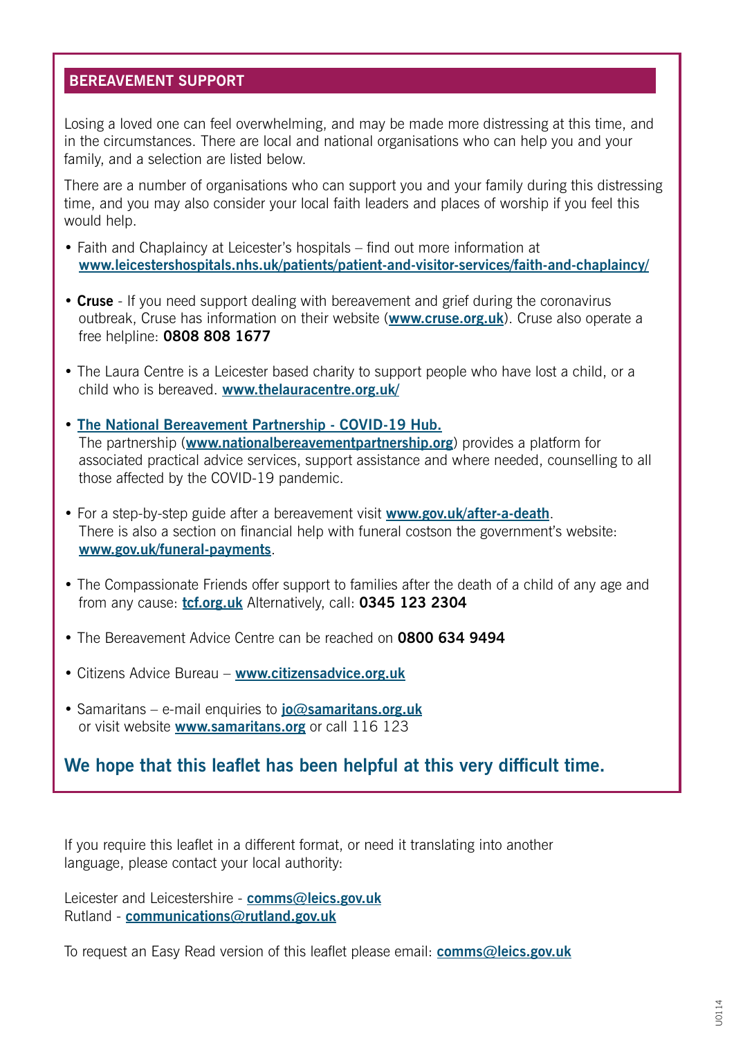## BEREAVEMENT SUPPORT

Losing a loved one can feel overwhelming, and may be made more distressing at this time, and in the circumstances. There are local and national organisations who can help you and your family, and a selection are listed below.

There are a number of organisations who can support you and your family during this distressing time, and you may also consider your local faith leaders and places of worship if you feel this would help.

- Faith and Chaplaincy at Leicester's hospitals – find out more information at **www.leicestershospitals.nhs.uk/patients/patient-and-visitor-services/faith-and-chaplaincy/**

- **Cruse** - If you need support dealing with bereavement and grief during the coronavirus outbreak, Cruse has information on their website (**www.cruse.org.uk**). Cruse also operate a free helpline: **0808 808 1677**

- The Laura Centre is a Leicester based charity to support people who have lost a child, or a child who is bereaved. **www.thelauracentre.org.uk/**

- **The National Bereavement Partnership - COVID-19 Hub.**
  The partnership (**www.nationalbereavementpartnership.org**) provides a platform for associated practical advice services, support assistance and where needed, counselling to all those affected by the COVID-19 pandemic.

- For a step-by-step guide after a bereavement visit **www.gov.uk/after-a-death**.
  There is also a section on financial help with funeral costson the government's website: **www.gov.uk/funeral-payments**.

- The Compassionate Friends offer support to families after the death of a child of any age and from any cause: **tcf.org.uk** Alternatively, call: **0345 123 2304**

- The Bereavement Advice Centre can be reached on **0800 634 9494**

- Citizens Advice Bureau – **www.citizensadvice.org.uk**

- Samaritans – e-mail enquiries to **jo@samaritans.org.uk**
  or visit website **www.samaritans.org** or call 116 123

### We hope that this leaflet has been helpful at this very difficult time.

If you require this leaflet in a different format, or need it translating into another language, please contact your local authority:

Leicester and Leicestershire - **comms@leics.gov.uk**
Rutland - **communications@rutland.gov.uk**

To request an Easy Read version of this leaflet please email: **comms@leics.gov.uk**

U0114